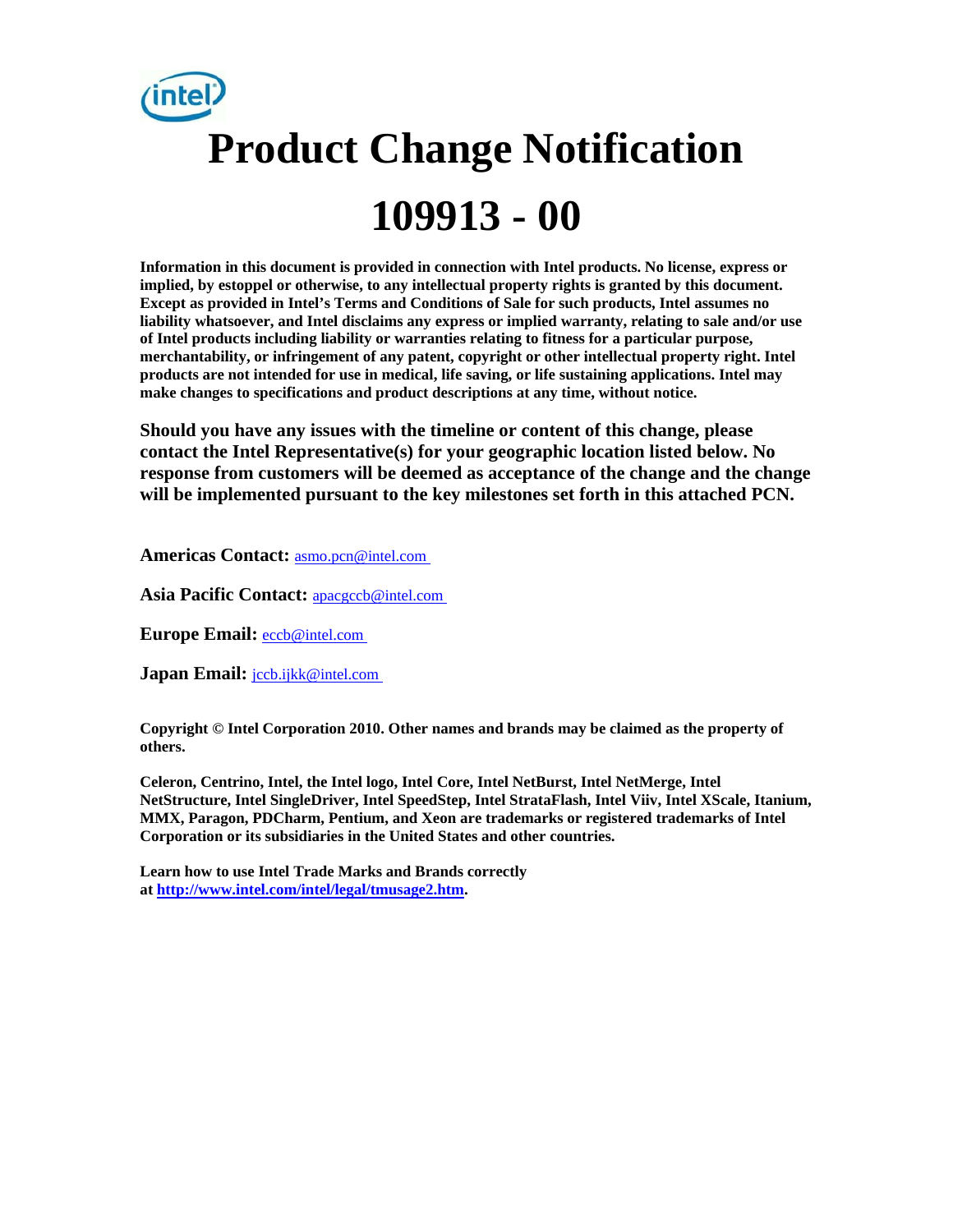# Product Change Notification

# 109913 - 00

**Information in this document is provided in connection with Intel products. No license, express or implied, by estoppel or otherwise, to any intellectual property rights is granted by this document. Except as provided in Intel's Terms and Conditions of Sale for such products, Intel assumes no liability whatsoever, and Intel disclaims any express or implied warranty, relating to sale and/or use of Intel products including liability or warranties relating to fitness for a particular purpose, merchantability, or infringement of any patent, copyright or other intellectual property right. Intel products are not intended for use in medical, life saving, or life sustaining applications. Intel may make changes to specifications and product descriptions at any time, without notice.**

**Should you have any issues with the timeline or content of this change, please contact the Intel Representative(s) for your geographic location listed below. No response from customers will be deemed as acceptance of the change and the change will be implemented pursuant to the key milestones set forth in this attached PCN.**

**Americas Contact:** asmo.pcn@intel.com

**Asia Pacific Contact:** apacgccb@intel.com

**Europe Email:** eccb@intel.com

**Japan Email:** jccb.ijkk@intel.com

**Copyright © Intel Corporation 2010. Other names and brands may be claimed as the property of others.**

**Celeron, Centrino, Intel, the Intel logo, Intel Core, Intel NetBurst, Intel NetMerge, Intel NetStructure, Intel SingleDriver, Intel SpeedStep, Intel StrataFlash, Intel Viiv, Intel XScale, Itanium, MMX, Paragon, PDCharm, Pentium, and Xeon are trademarks or registered trademarks of Intel Corporation or its subsidiaries in the United States and other countries.**

**Learn how to use Intel Trade Marks and Brands correctly at http://www.intel.com/intel/legal/tmusage2.htm.**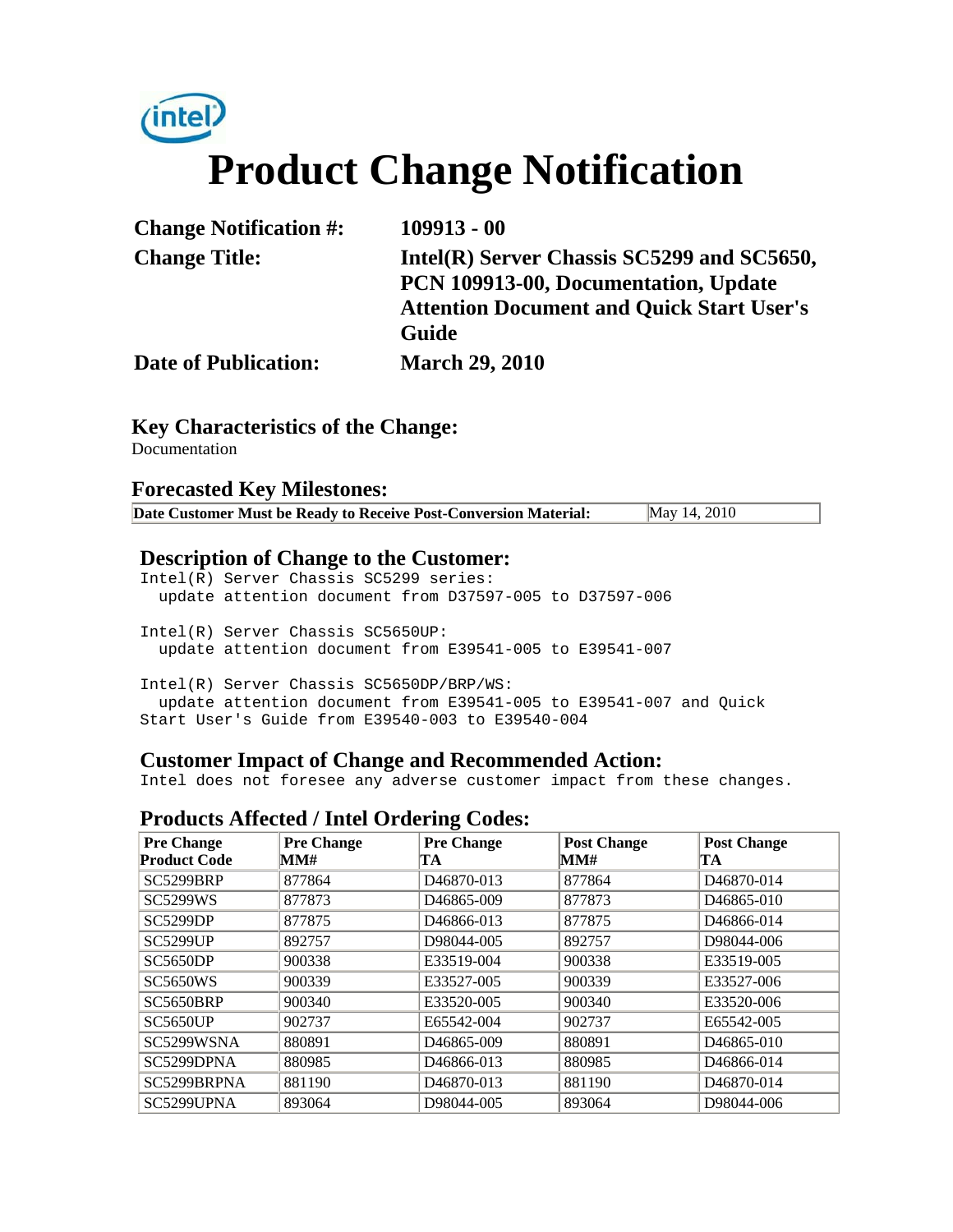# Product Change Notification

| | |
|---|---|
| **Change Notification #:** | **109913 - 00** |
| **Change Title:** | **Intel(R) Server Chassis SC5299 and SC5650, PCN 109913-00, Documentation, Update Attention Document and Quick Start User's Guide** |
| **Date of Publication:** | **March 29, 2010** |

### Key Characteristics of the Change:

Documentation

### Forecasted Key Milestones:

| | |
|---|---|
| **Date Customer Must be Ready to Receive Post-Conversion Material:** | May 14, 2010 |

### Description of Change to the Customer:

```
Intel(R) Server Chassis SC5299 series:
  update attention document from D37597-005 to D37597-006

Intel(R) Server Chassis SC5650UP:
  update attention document from E39541-005 to E39541-007

Intel(R) Server Chassis SC5650DP/BRP/WS:
  update attention document from E39541-005 to E39541-007 and Quick
Start User's Guide from E39540-003 to E39540-004
```

### Customer Impact of Change and Recommended Action:

Intel does not foresee any adverse customer impact from these changes.

### Products Affected / Intel Ordering Codes:

| Pre Change Product Code | Pre Change MM# | Pre Change TA | Post Change MM# | Post Change TA |
|---|---|---|---|---|
| SC5299BRP | 877864 | D46870-013 | 877864 | D46870-014 |
| SC5299WS | 877873 | D46865-009 | 877873 | D46865-010 |
| SC5299DP | 877875 | D46866-013 | 877875 | D46866-014 |
| SC5299UP | 892757 | D98044-005 | 892757 | D98044-006 |
| SC5650DP | 900338 | E33519-004 | 900338 | E33519-005 |
| SC5650WS | 900339 | E33527-005 | 900339 | E33527-006 |
| SC5650BRP | 900340 | E33520-005 | 900340 | E33520-006 |
| SC5650UP | 902737 | E65542-004 | 902737 | E65542-005 |
| SC5299WSNA | 880891 | D46865-009 | 880891 | D46865-010 |
| SC5299DPNA | 880985 | D46866-013 | 880985 | D46866-014 |
| SC5299BRPNA | 881190 | D46870-013 | 881190 | D46870-014 |
| SC5299UPNA | 893064 | D98044-005 | 893064 | D98044-006 |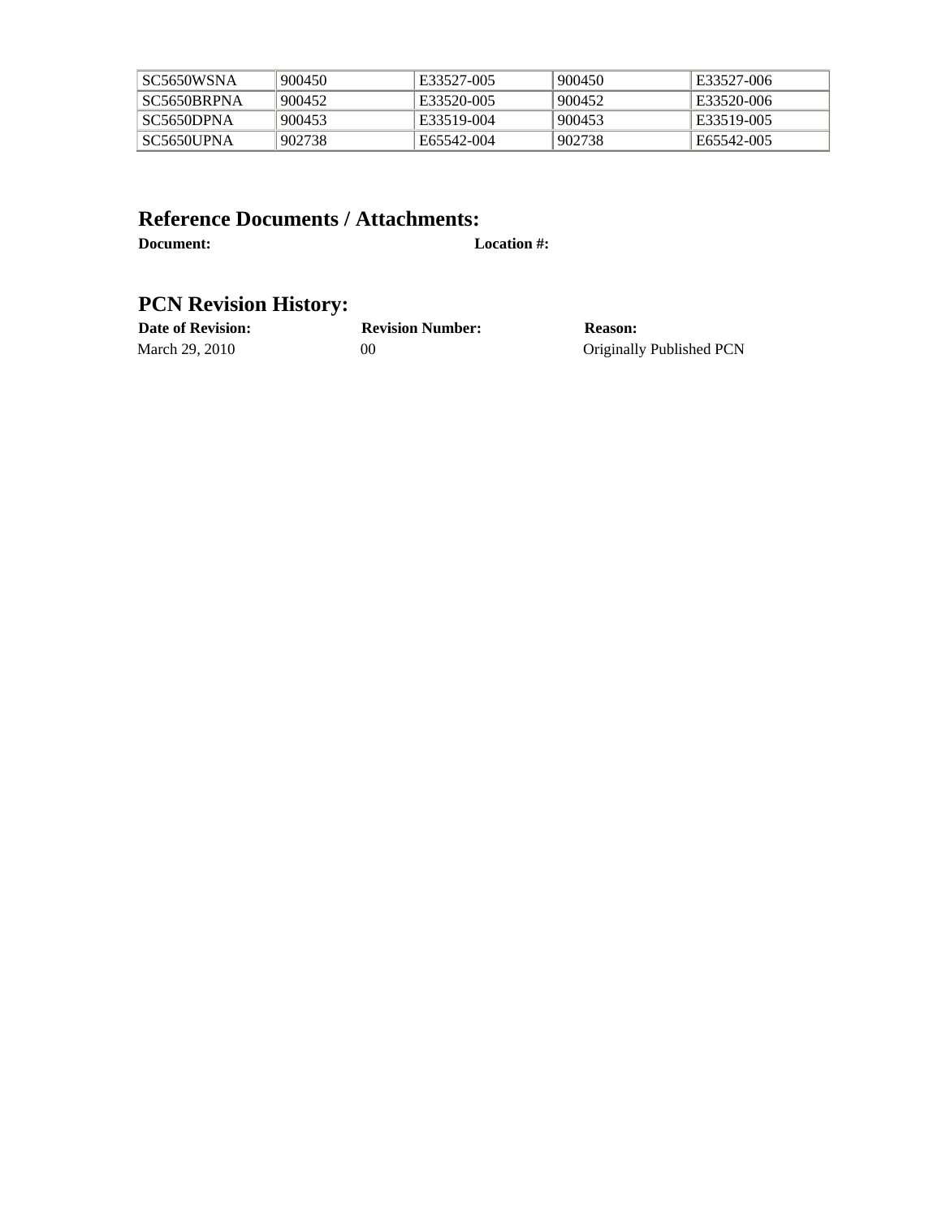| | | | | |
|---|---|---|---|---|
| SC5650WSNA | 900450 | E33527-005 | 900450 | E33527-006 |
| SC5650BRPNA | 900452 | E33520-005 | 900452 | E33520-006 |
| SC5650DPNA | 900453 | E33519-004 | 900453 | E33519-005 |
| SC5650UPNA | 902738 | E65542-004 | 902738 | E65542-005 |

## Reference Documents / Attachments:

**Document:** **Location #:**

## PCN Revision History:

| Date of Revision: | Revision Number: | Reason: |
|---|---|---|
| March 29, 2010 | 00 | Originally Published PCN |